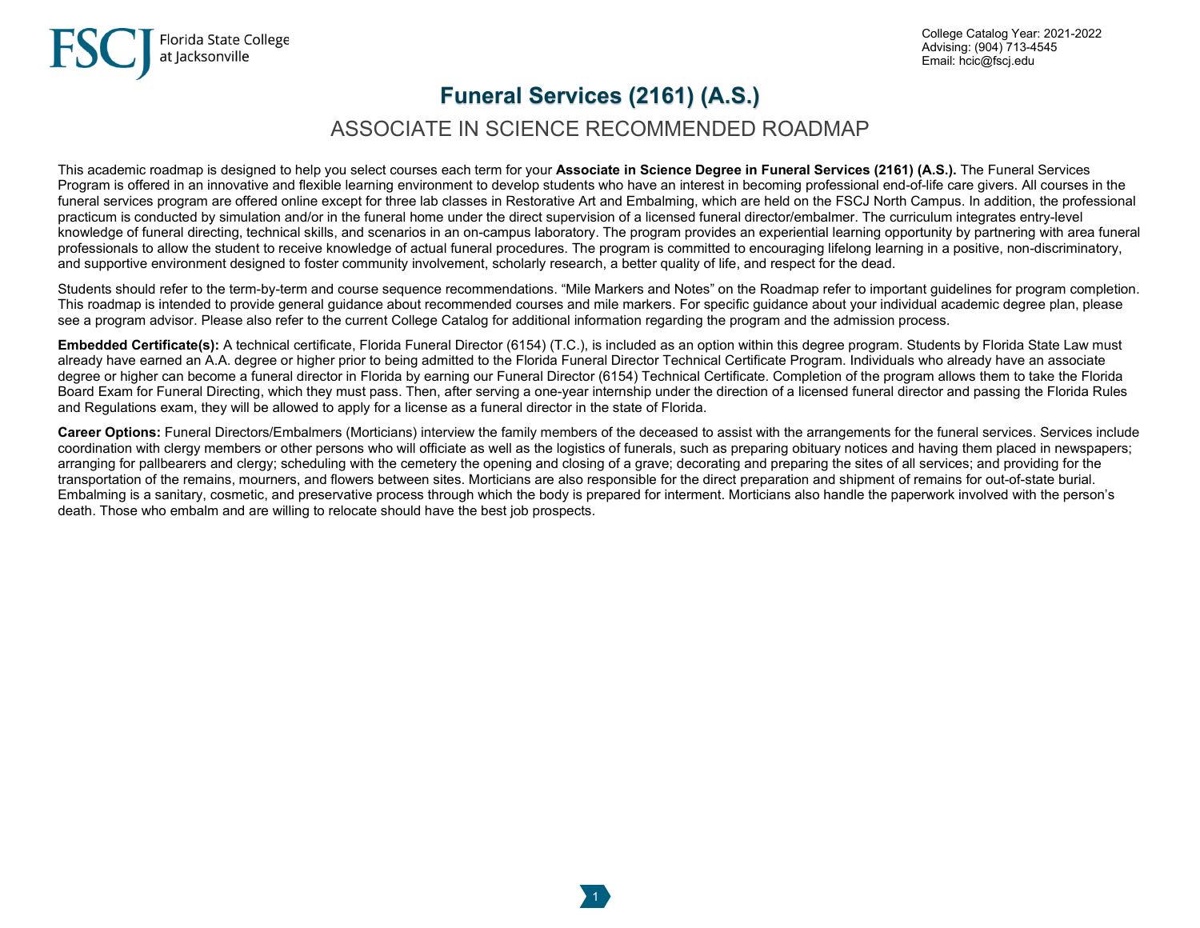Florida State College at Jacksonville

College Catalog Year: 2021-2022
Advising: (904) 713-4545
Email: hcic@fscj.edu

# Funeral Services (2161) (A.S.)

## ASSOCIATE IN SCIENCE RECOMMENDED ROADMAP

This academic roadmap is designed to help you select courses each term for your **Associate in Science Degree in Funeral Services (2161) (A.S.).** The Funeral Services Program is offered in an innovative and flexible learning environment to develop students who have an interest in becoming professional end-of-life care givers. All courses in the funeral services program are offered online except for three lab classes in Restorative Art and Embalming, which are held on the FSCJ North Campus. In addition, the professional practicum is conducted by simulation and/or in the funeral home under the direct supervision of a licensed funeral director/embalmer. The curriculum integrates entry-level knowledge of funeral directing, technical skills, and scenarios in an on-campus laboratory. The program provides an experiential learning opportunity by partnering with area funeral professionals to allow the student to receive knowledge of actual funeral procedures. The program is committed to encouraging lifelong learning in a positive, non-discriminatory, and supportive environment designed to foster community involvement, scholarly research, a better quality of life, and respect for the dead.

Students should refer to the term-by-term and course sequence recommendations. "Mile Markers and Notes" on the Roadmap refer to important guidelines for program completion. This roadmap is intended to provide general guidance about recommended courses and mile markers. For specific guidance about your individual academic degree plan, please see a program advisor. Please also refer to the current College Catalog for additional information regarding the program and the admission process.

**Embedded Certificate(s):** A technical certificate, Florida Funeral Director (6154) (T.C.), is included as an option within this degree program. Students by Florida State Law must already have earned an A.A. degree or higher prior to being admitted to the Florida Funeral Director Technical Certificate Program. Individuals who already have an associate degree or higher can become a funeral director in Florida by earning our Funeral Director (6154) Technical Certificate. Completion of the program allows them to take the Florida Board Exam for Funeral Directing, which they must pass. Then, after serving a one-year internship under the direction of a licensed funeral director and passing the Florida Rules and Regulations exam, they will be allowed to apply for a license as a funeral director in the state of Florida.

**Career Options:** Funeral Directors/Embalmers (Morticians) interview the family members of the deceased to assist with the arrangements for the funeral services. Services include coordination with clergy members or other persons who will officiate as well as the logistics of funerals, such as preparing obituary notices and having them placed in newspapers; arranging for pallbearers and clergy; scheduling with the cemetery the opening and closing of a grave; decorating and preparing the sites of all services; and providing for the transportation of the remains, mourners, and flowers between sites. Morticians are also responsible for the direct preparation and shipment of remains for out-of-state burial. Embalming is a sanitary, cosmetic, and preservative process through which the body is prepared for interment. Morticians also handle the paperwork involved with the person's death. Those who embalm and are willing to relocate should have the best job prospects.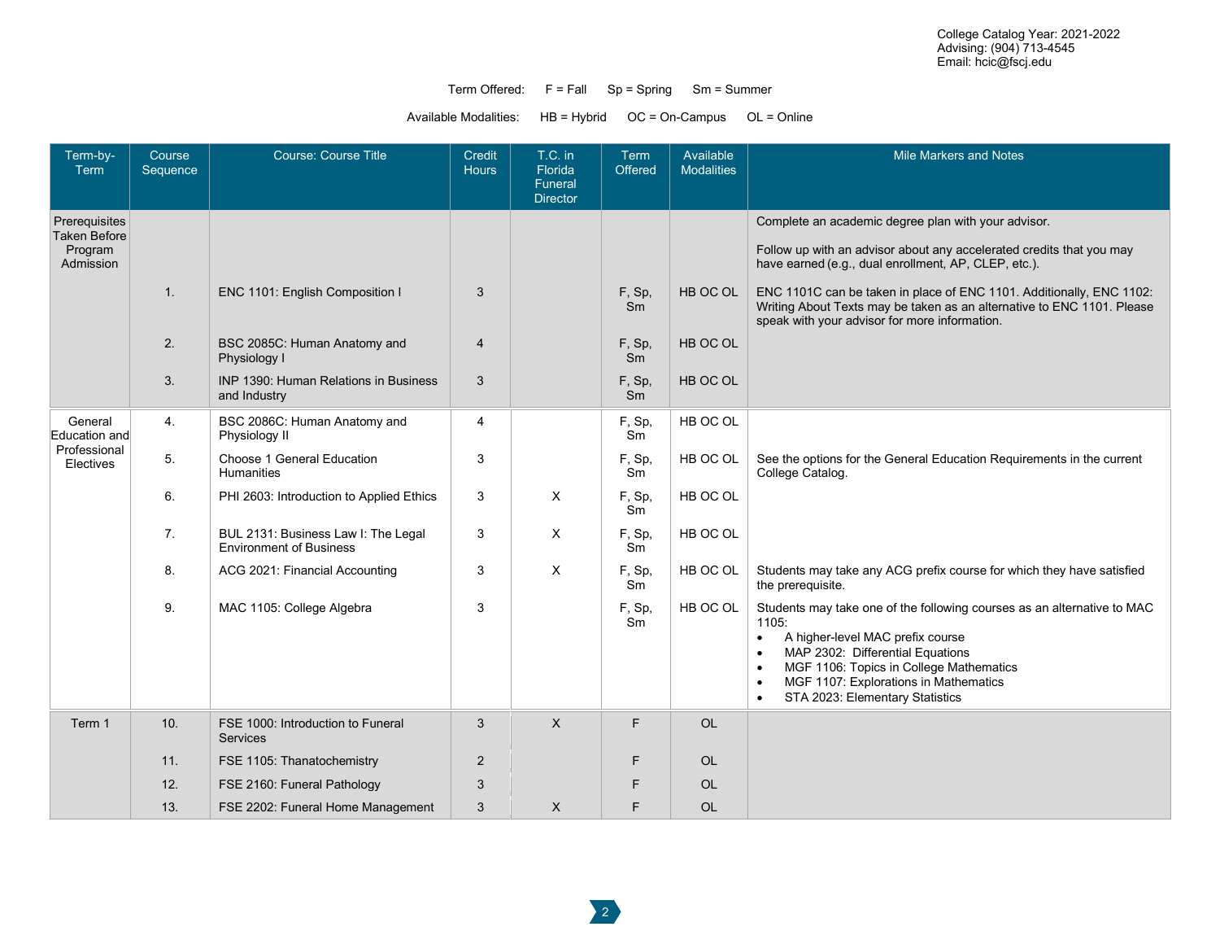College Catalog Year: 2021-2022
Advising: (904) 713-4545
Email: hcic@fscj.edu

Term Offered: F = Fall Sp = Spring Sm = Summer

Available Modalities: HB = Hybrid OC = On-Campus OL = Online

| Term-by-Term | Course Sequence | Course: Course Title | Credit Hours | T.C. in Florida Funeral Director | Term Offered | Available Modalities | Mile Markers and Notes |
|---|---|---|---|---|---|---|---|
| Prerequisites Taken Before Program Admission | | | | | | | Complete an academic degree plan with your advisor. Follow up with an advisor about any accelerated credits that you may have earned (e.g., dual enrollment, AP, CLEP, etc.). |
| | 1. | ENC 1101: English Composition I | 3 | | F, Sp, Sm | HB OC OL | ENC 1101C can be taken in place of ENC 1101. Additionally, ENC 1102: Writing About Texts may be taken as an alternative to ENC 1101. Please speak with your advisor for more information. |
| | 2. | BSC 2085C: Human Anatomy and Physiology I | 4 | | F, Sp, Sm | HB OC OL | |
| | 3. | INP 1390: Human Relations in Business and Industry | 3 | | F, Sp, Sm | HB OC OL | |
| General Education and Professional Electives | 4. | BSC 2086C: Human Anatomy and Physiology II | 4 | | F, Sp, Sm | HB OC OL | |
| | 5. | Choose 1 General Education Humanities | 3 | | F, Sp, Sm | HB OC OL | See the options for the General Education Requirements in the current College Catalog. |
| | 6. | PHI 2603: Introduction to Applied Ethics | 3 | X | F, Sp, Sm | HB OC OL | |
| | 7. | BUL 2131: Business Law I: The Legal Environment of Business | 3 | X | F, Sp, Sm | HB OC OL | |
| | 8. | ACG 2021: Financial Accounting | 3 | X | F, Sp, Sm | HB OC OL | Students may take any ACG prefix course for which they have satisfied the prerequisite. |
| | 9. | MAC 1105: College Algebra | 3 | | F, Sp, Sm | HB OC OL | Students may take one of the following courses as an alternative to MAC 1105: • A higher-level MAC prefix course • MAP 2302: Differential Equations • MGF 1106: Topics in College Mathematics • MGF 1107: Explorations in Mathematics • STA 2023: Elementary Statistics |
| Term 1 | 10. | FSE 1000: Introduction to Funeral Services | 3 | X | F | OL | |
| | 11. | FSE 1105: Thanatochemistry | 2 | | F | OL | |
| | 12. | FSE 2160: Funeral Pathology | 3 | | F | OL | |
| | 13. | FSE 2202: Funeral Home Management | 3 | X | F | OL | |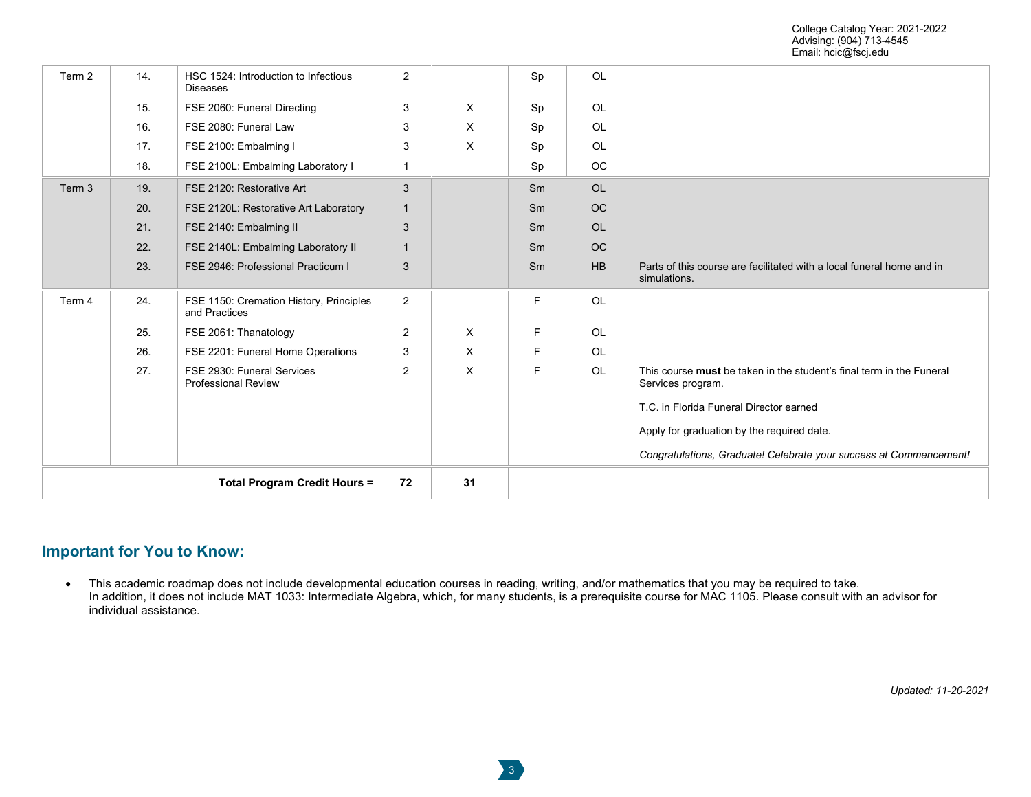| | | | | | | | |
|---|---|---|---|---|---|---|---|
| Term 2 | 14. | HSC 1524: Introduction to Infectious Diseases | 2 | | Sp | OL | |
| | 15. | FSE 2060: Funeral Directing | 3 | X | Sp | OL | |
| | 16. | FSE 2080: Funeral Law | 3 | X | Sp | OL | |
| | 17. | FSE 2100: Embalming I | 3 | X | Sp | OL | |
| | 18. | FSE 2100L: Embalming Laboratory I | 1 | | Sp | OC | |
| Term 3 | 19. | FSE 2120: Restorative Art | 3 | | Sm | OL | |
| | 20. | FSE 2120L: Restorative Art Laboratory | 1 | | Sm | OC | |
| | 21. | FSE 2140: Embalming II | 3 | | Sm | OL | |
| | 22. | FSE 2140L: Embalming Laboratory II | 1 | | Sm | OC | |
| | 23. | FSE 2946: Professional Practicum I | 3 | | Sm | HB | Parts of this course are facilitated with a local funeral home and in simulations. |
| Term 4 | 24. | FSE 1150: Cremation History, Principles and Practices | 2 | | F | OL | |
| | 25. | FSE 2061: Thanatology | 2 | X | F | OL | |
| | 26. | FSE 2201: Funeral Home Operations | 3 | X | F | OL | |
| | 27. | FSE 2930: Funeral Services Professional Review | 2 | X | F | OL | This course **must** be taken in the student's final term in the Funeral Services program.<br><br>T.C. in Florida Funeral Director earned<br><br>Apply for graduation by the required date.<br><br>*Congratulations, Graduate! Celebrate your success at Commencement!* |
| | | **Total Program Credit Hours =** | **72** | **31** | | | |

## Important for You to Know:

- This academic roadmap does not include developmental education courses in reading, writing, and/or mathematics that you may be required to take. In addition, it does not include MAT 1033: Intermediate Algebra, which, for many students, is a prerequisite course for MAC 1105. Please consult with an advisor for individual assistance.

*Updated: 11-20-2021*